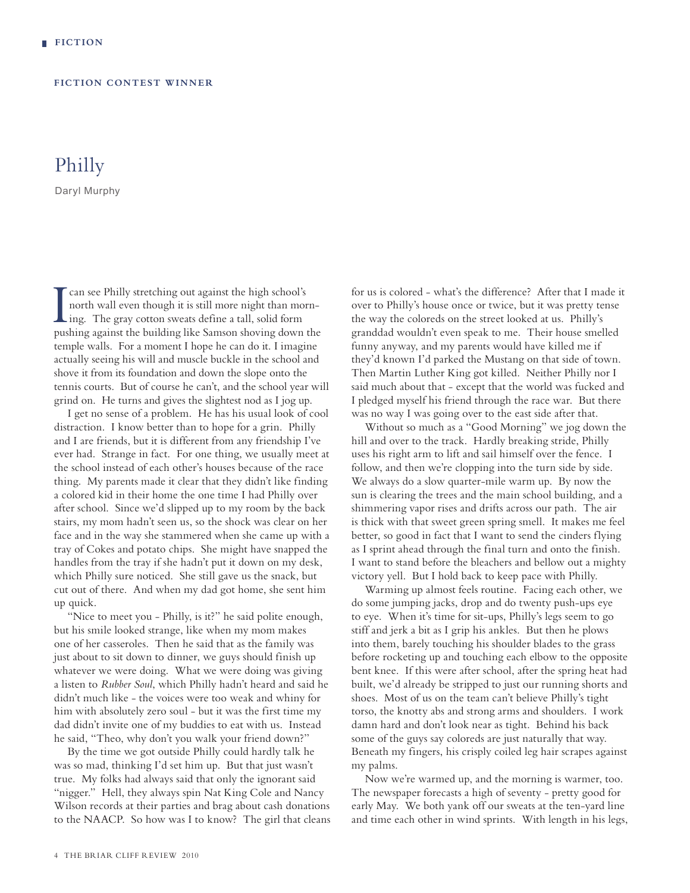**FICTION CONTEST WINNER**

# Philly

Daryl Murphy

I can see Philly stretching out against the high school's north wall even though it is still more night than morning. The gray cotton sweats define a tall, solid form pushing against the building like Samson shoving down the temple walls. For a moment I hope he can do it. I imagine actually seeing his will and muscle buckle in the school and shove it from its foundation and down the slope onto the tennis courts. But of course he can't, and the school year will grind on. He turns and gives the slightest nod as I jog up.

I get no sense of a problem. He has his usual look of cool distraction. I know better than to hope for a grin. Philly and I are friends, but it is different from any friendship I've ever had. Strange in fact. For one thing, we usually meet at the school instead of each other's houses because of the race thing. My parents made it clear that they didn't like finding a colored kid in their home the one time I had Philly over after school. Since we'd slipped up to my room by the back stairs, my mom hadn't seen us, so the shock was clear on her face and in the way she stammered when she came up with a tray of Cokes and potato chips. She might have snapped the handles from the tray if she hadn't put it down on my desk, which Philly sure noticed. She still gave us the snack, but cut out of there. And when my dad got home, she sent him up quick.

"Nice to meet you - Philly, is it?" he said polite enough, but his smile looked strange, like when my mom makes one of her casseroles. Then he said that as the family was just about to sit down to dinner, we guys should finish up whatever we were doing. What we were doing was giving a listen to *Rubber Soul*, which Philly hadn't heard and said he didn't much like - the voices were too weak and whiny for him with absolutely zero soul - but it was the first time my dad didn't invite one of my buddies to eat with us. Instead he said, "Theo, why don't you walk your friend down?"

By the time we got outside Philly could hardly talk he was so mad, thinking I'd set him up. But that just wasn't true. My folks had always said that only the ignorant said "nigger." Hell, they always spin Nat King Cole and Nancy Wilson records at their parties and brag about cash donations to the NAACP. So how was I to know? The girl that cleans for us is colored - what's the difference? After that I made it over to Philly's house once or twice, but it was pretty tense the way the coloreds on the street looked at us. Philly's granddad wouldn't even speak to me. Their house smelled funny anyway, and my parents would have killed me if they'd known I'd parked the Mustang on that side of town. Then Martin Luther King got killed. Neither Philly nor I said much about that - except that the world was fucked and I pledged myself his friend through the race war. But there was no way I was going over to the east side after that.

Without so much as a "Good Morning" we jog down the hill and over to the track. Hardly breaking stride, Philly uses his right arm to lift and sail himself over the fence. I follow, and then we're clopping into the turn side by side. We always do a slow quarter-mile warm up. By now the sun is clearing the trees and the main school building, and a shimmering vapor rises and drifts across our path. The air is thick with that sweet green spring smell. It makes me feel better, so good in fact that I want to send the cinders flying as I sprint ahead through the final turn and onto the finish. I want to stand before the bleachers and bellow out a mighty victory yell. But I hold back to keep pace with Philly.

Warming up almost feels routine. Facing each other, we do some jumping jacks, drop and do twenty push-ups eye to eye. When it's time for sit-ups, Philly's legs seem to go stiff and jerk a bit as I grip his ankles. But then he plows into them, barely touching his shoulder blades to the grass before rocketing up and touching each elbow to the opposite bent knee. If this were after school, after the spring heat had built, we'd already be stripped to just our running shorts and shoes. Most of us on the team can't believe Philly's tight torso, the knotty abs and strong arms and shoulders. I work damn hard and don't look near as tight. Behind his back some of the guys say coloreds are just naturally that way. Beneath my fingers, his crisply coiled leg hair scrapes against my palms.

Now we're warmed up, and the morning is warmer, too. The newspaper forecasts a high of seventy - pretty good for early May. We both yank off our sweats at the ten-yard line and time each other in wind sprints. With length in his legs,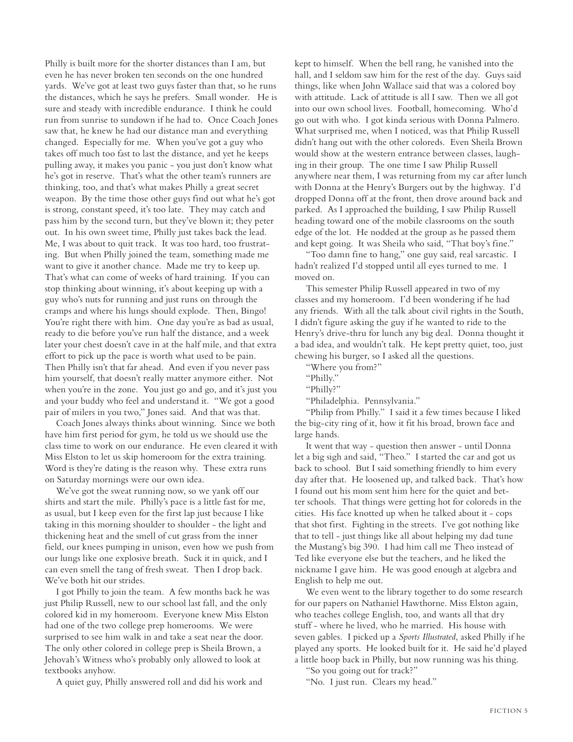Philly is built more for the shorter distances than I am, but even he has never broken ten seconds on the one hundred yards. We've got at least two guys faster than that, so he runs the distances, which he says he prefers. Small wonder. He is sure and steady with incredible endurance. I think he could run from sunrise to sundown if he had to. Once Coach Jones saw that, he knew he had our distance man and everything changed. Especially for me. When you've got a guy who takes off much too fast to last the distance, and yet he keeps pulling away, it makes you panic - you just don't know what he's got in reserve. That's what the other team's runners are thinking, too, and that's what makes Philly a great secret weapon. By the time those other guys find out what he's got is strong, constant speed, it's too late. They may catch and pass him by the second turn, but they've blown it; they peter out. In his own sweet time, Philly just takes back the lead. Me, I was about to quit track. It was too hard, too frustrating. But when Philly joined the team, something made me want to give it another chance. Made me try to keep up. That's what can come of weeks of hard training. If you can stop thinking about winning, it's about keeping up with a guy who's nuts for running and just runs on through the cramps and where his lungs should explode. Then, Bingo! You're right there with him. One day you're as bad as usual, ready to die before you've run half the distance, and a week later your chest doesn't cave in at the half mile, and that extra effort to pick up the pace is worth what used to be pain. Then Philly isn't that far ahead. And even if you never pass him yourself, that doesn't really matter anymore either. Not when you're in the zone. You just go and go, and it's just you and your buddy who feel and understand it. "We got a good pair of milers in you two," Jones said. And that was that.

Coach Jones always thinks about winning. Since we both have him first period for gym, he told us we should use the class time to work on our endurance. He even cleared it with Miss Elston to let us skip homeroom for the extra training. Word is they're dating is the reason why. These extra runs on Saturday mornings were our own idea.

We've got the sweat running now, so we yank off our shirts and start the mile. Philly's pace is a little fast for me, as usual, but I keep even for the first lap just because I like taking in this morning shoulder to shoulder - the light and thickening heat and the smell of cut grass from the inner field, our knees pumping in unison, even how we push from our lungs like one explosive breath. Suck it in quick, and I can even smell the tang of fresh sweat. Then I drop back. We've both hit our strides.

I got Philly to join the team. A few months back he was just Philip Russell, new to our school last fall, and the only colored kid in my homeroom. Everyone knew Miss Elston had one of the two college prep homerooms. We were surprised to see him walk in and take a seat near the door. The only other colored in college prep is Sheila Brown, a Jehovah's Witness who's probably only allowed to look at textbooks anyhow.

A quiet guy, Philly answered roll and did his work and kept to himself. When the bell rang, he vanished into the hall, and I seldom saw him for the rest of the day. Guys said things, like when John Wallace said that was a colored boy with attitude. Lack of attitude is all I saw. Then we all got into our own school lives. Football, homecoming. Who'd go out with who. I got kinda serious with Donna Palmero. What surprised me, when I noticed, was that Philip Russell didn't hang out with the other coloreds. Even Sheila Brown would show at the western entrance between classes, laughing in their group. The one time I saw Philip Russell anywhere near them, I was returning from my car after lunch with Donna at the Henry's Burgers out by the highway. I'd dropped Donna off at the front, then drove around back and parked. As I approached the building, I saw Philip Russell heading toward one of the mobile classrooms on the south edge of the lot. He nodded at the group as he passed them and kept going. It was Sheila who said, "That boy's fine."

"Too damn fine to hang," one guy said, real sarcastic. I hadn't realized I'd stopped until all eyes turned to me. I moved on.

This semester Philip Russell appeared in two of my classes and my homeroom. I'd been wondering if he had any friends. With all the talk about civil rights in the South, I didn't figure asking the guy if he wanted to ride to the Henry's drive-thru for lunch any big deal. Donna thought it a bad idea, and wouldn't talk. He kept pretty quiet, too, just chewing his burger, so I asked all the questions.

"Where you from?"

"Philly."

"Philly?"

"Philadelphia. Pennsylvania."

"Philip from Philly." I said it a few times because I liked the big-city ring of it, how it fit his broad, brown face and large hands.

It went that way - question then answer - until Donna let a big sigh and said, "Theo." I started the car and got us back to school. But I said something friendly to him every day after that. He loosened up, and talked back. That's how I found out his mom sent him here for the quiet and better schools. That things were getting hot for coloreds in the cities. His face knotted up when he talked about it - cops that shot first. Fighting in the streets. I've got nothing like that to tell - just things like all about helping my dad tune the Mustang's big 390. I had him call me Theo instead of Ted like everyone else but the teachers, and he liked the nickname I gave him. He was good enough at algebra and English to help me out.

We even went to the library together to do some research for our papers on Nathaniel Hawthorne. Miss Elston again, who teaches college English, too, and wants all that dry stuff - where he lived, who he married. His house with seven gables. I picked up a *Sports Illustrated*, asked Philly if he played any sports. He looked built for it. He said he'd played a little hoop back in Philly, but now running was his thing.

"So you going out for track?"

"No. I just run. Clears my head."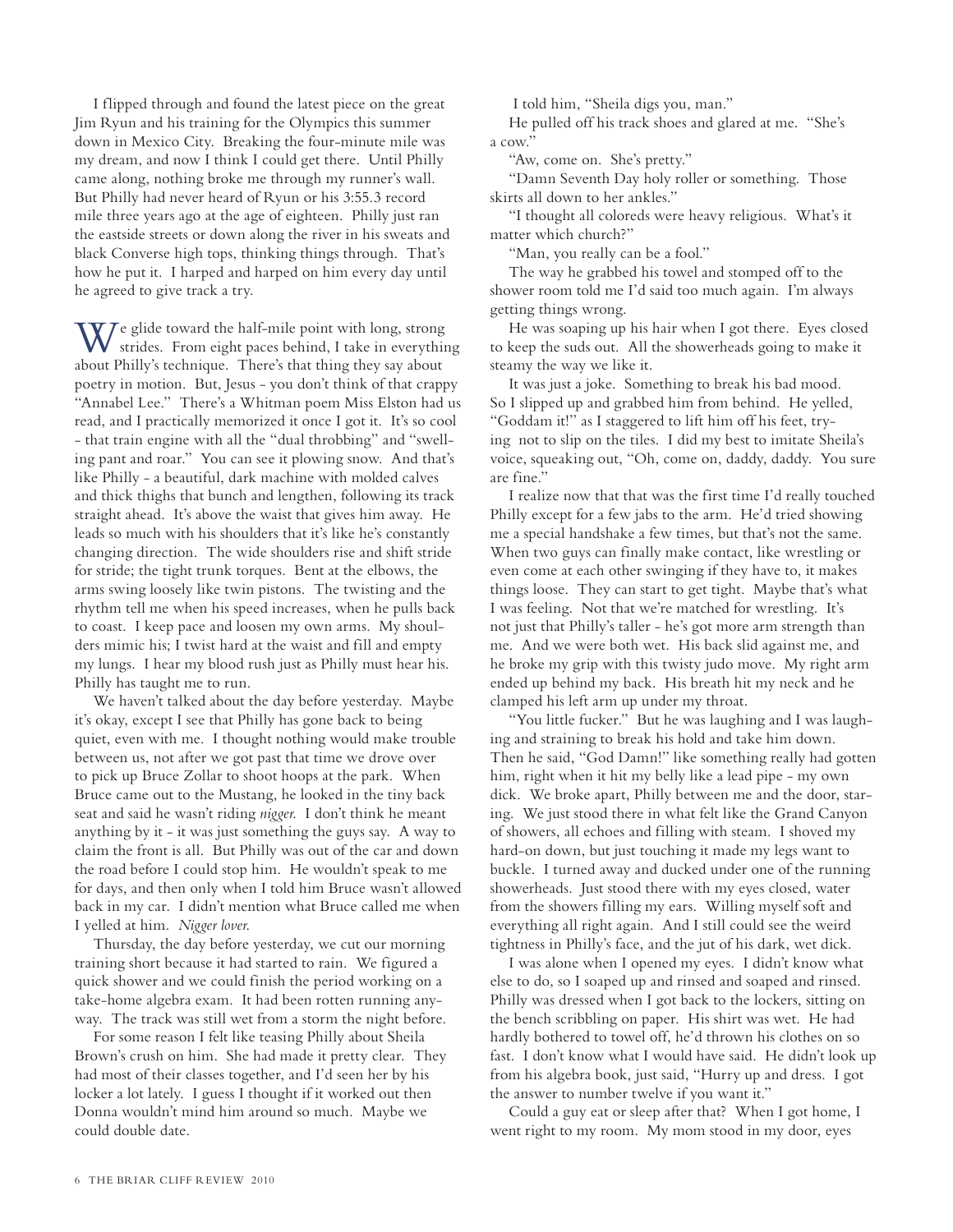I flipped through and found the latest piece on the great Jim Ryun and his training for the Olympics this summer down in Mexico City. Breaking the four-minute mile was my dream, and now I think I could get there. Until Philly came along, nothing broke me through my runner's wall. But Philly had never heard of Ryun or his 3:55.3 record mile three years ago at the age of eighteen. Philly just ran the eastside streets or down along the river in his sweats and black Converse high tops, thinking things through. That's how he put it. I harped and harped on him every day until he agreed to give track a try.

We glide toward the half-mile point with long, strong strides. From eight paces behind, I take in everything about Philly's technique. There's that thing they say about poetry in motion. But, Jesus - you don't think of that crappy "Annabel Lee." There's a Whitman poem Miss Elston had us read, and I practically memorized it once I got it. It's so cool - that train engine with all the "dual throbbing" and "swelling pant and roar." You can see it plowing snow. And that's like Philly - a beautiful, dark machine with molded calves and thick thighs that bunch and lengthen, following its track straight ahead. It's above the waist that gives him away. He leads so much with his shoulders that it's like he's constantly changing direction. The wide shoulders rise and shift stride for stride; the tight trunk torques. Bent at the elbows, the arms swing loosely like twin pistons. The twisting and the rhythm tell me when his speed increases, when he pulls back to coast. I keep pace and loosen my own arms. My shoulders mimic his; I twist hard at the waist and fill and empty my lungs. I hear my blood rush just as Philly must hear his. Philly has taught me to run.

We haven't talked about the day before yesterday. Maybe it's okay, except I see that Philly has gone back to being quiet, even with me. I thought nothing would make trouble between us, not after we got past that time we drove over to pick up Bruce Zollar to shoot hoops at the park. When Bruce came out to the Mustang, he looked in the tiny back seat and said he wasn't riding *nigger*. I don't think he meant anything by it - it was just something the guys say. A way to claim the front is all. But Philly was out of the car and down the road before I could stop him. He wouldn't speak to me for days, and then only when I told him Bruce wasn't allowed back in my car. I didn't mention what Bruce called me when I yelled at him. *Nigger lover.*

Thursday, the day before yesterday, we cut our morning training short because it had started to rain. We figured a quick shower and we could finish the period working on a take-home algebra exam. It had been rotten running anyway. The track was still wet from a storm the night before.

For some reason I felt like teasing Philly about Sheila Brown's crush on him. She had made it pretty clear. They had most of their classes together, and I'd seen her by his locker a lot lately. I guess I thought if it worked out then Donna wouldn't mind him around so much. Maybe we could double date.

I told him, "Sheila digs you, man."

He pulled off his track shoes and glared at me. "She's a cow."

"Aw, come on. She's pretty."

"Damn Seventh Day holy roller or something. Those skirts all down to her ankles."

"I thought all coloreds were heavy religious. What's it matter which church?"

"Man, you really can be a fool."

The way he grabbed his towel and stomped off to the shower room told me I'd said too much again. I'm always getting things wrong.

He was soaping up his hair when I got there. Eyes closed to keep the suds out. All the showerheads going to make it steamy the way we like it.

It was just a joke. Something to break his bad mood. So I slipped up and grabbed him from behind. He yelled, "Goddam it!" as I staggered to lift him off his feet, trying not to slip on the tiles. I did my best to imitate Sheila's voice, squeaking out, "Oh, come on, daddy, daddy. You sure are fine."

I realize now that that was the first time I'd really touched Philly except for a few jabs to the arm. He'd tried showing me a special handshake a few times, but that's not the same. When two guys can finally make contact, like wrestling or even come at each other swinging if they have to, it makes things loose. They can start to get tight. Maybe that's what I was feeling. Not that we're matched for wrestling. It's not just that Philly's taller - he's got more arm strength than me. And we were both wet. His back slid against me, and he broke my grip with this twisty judo move. My right arm ended up behind my back. His breath hit my neck and he clamped his left arm up under my throat.

"You little fucker." But he was laughing and I was laughing and straining to break his hold and take him down. Then he said, "God Damn!" like something really had gotten him, right when it hit my belly like a lead pipe - my own dick. We broke apart, Philly between me and the door, staring. We just stood there in what felt like the Grand Canyon of showers, all echoes and filling with steam. I shoved my hard-on down, but just touching it made my legs want to buckle. I turned away and ducked under one of the running showerheads. Just stood there with my eyes closed, water from the showers filling my ears. Willing myself soft and everything all right again. And I still could see the weird tightness in Philly's face, and the jut of his dark, wet dick.

I was alone when I opened my eyes. I didn't know what else to do, so I soaped up and rinsed and soaped and rinsed. Philly was dressed when I got back to the lockers, sitting on the bench scribbling on paper. His shirt was wet. He had hardly bothered to towel off, he'd thrown his clothes on so fast. I don't know what I would have said. He didn't look up from his algebra book, just said, "Hurry up and dress. I got the answer to number twelve if you want it."

Could a guy eat or sleep after that? When I got home, I went right to my room. My mom stood in my door, eyes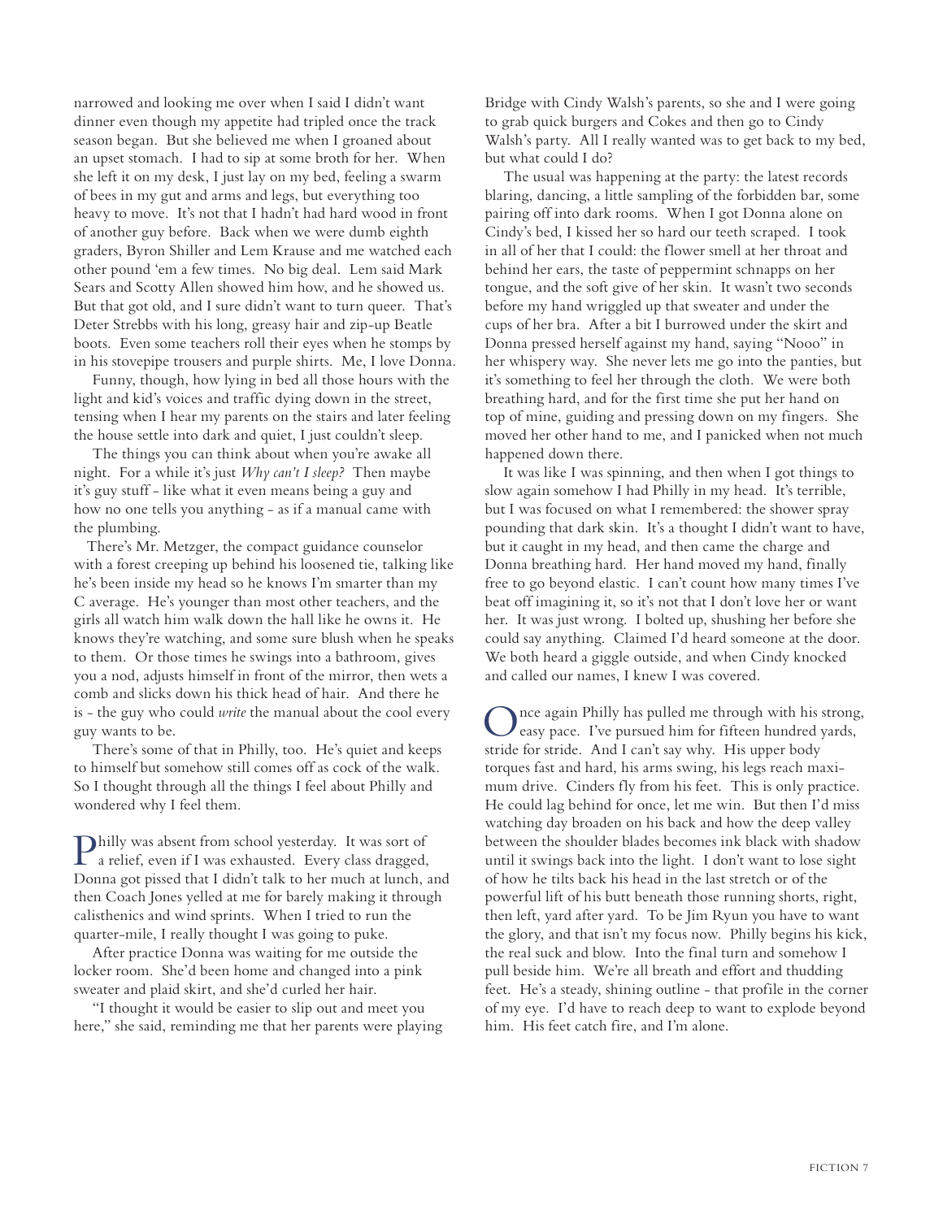narrowed and looking me over when I said I didn't want dinner even though my appetite had tripled once the track season began. But she believed me when I groaned about an upset stomach. I had to sip at some broth for her. When she left it on my desk, I just lay on my bed, feeling a swarm of bees in my gut and arms and legs, but everything too heavy to move. It's not that I hadn't had hard wood in front of another guy before. Back when we were dumb eighth graders, Byron Shiller and Lem Krause and me watched each other pound 'em a few times. No big deal. Lem said Mark Sears and Scotty Allen showed him how, and he showed us. But that got old, and I sure didn't want to turn queer. That's Deter Strebbs with his long, greasy hair and zip-up Beatle boots. Even some teachers roll their eyes when he stomps by in his stovepipe trousers and purple shirts. Me, I love Donna.

Funny, though, how lying in bed all those hours with the light and kid's voices and traffic dying down in the street, tensing when I hear my parents on the stairs and later feeling the house settle into dark and quiet, I just couldn't sleep.

The things you can think about when you're awake all night. For a while it's just *Why can't I sleep?* Then maybe it's guy stuff - like what it even means being a guy and how no one tells you anything - as if a manual came with the plumbing.

There's Mr. Metzger, the compact guidance counselor with a forest creeping up behind his loosened tie, talking like he's been inside my head so he knows I'm smarter than my C average. He's younger than most other teachers, and the girls all watch him walk down the hall like he owns it. He knows they're watching, and some sure blush when he speaks to them. Or those times he swings into a bathroom, gives you a nod, adjusts himself in front of the mirror, then wets a comb and slicks down his thick head of hair. And there he is - the guy who could *write* the manual about the cool every guy wants to be.

There's some of that in Philly, too. He's quiet and keeps to himself but somehow still comes off as cock of the walk. So I thought through all the things I feel about Philly and wondered why I feel them.

Philly was absent from school yesterday. It was sort of a relief, even if I was exhausted. Every class dragged, Donna got pissed that I didn't talk to her much at lunch, and then Coach Jones yelled at me for barely making it through calisthenics and wind sprints. When I tried to run the quarter-mile, I really thought I was going to puke.

After practice Donna was waiting for me outside the locker room. She'd been home and changed into a pink sweater and plaid skirt, and she'd curled her hair.

"I thought it would be easier to slip out and meet you here," she said, reminding me that her parents were playing Bridge with Cindy Walsh's parents, so she and I were going to grab quick burgers and Cokes and then go to Cindy Walsh's party. All I really wanted was to get back to my bed, but what could I do?

The usual was happening at the party: the latest records blaring, dancing, a little sampling of the forbidden bar, some pairing off into dark rooms. When I got Donna alone on Cindy's bed, I kissed her so hard our teeth scraped. I took in all of her that I could: the flower smell at her throat and behind her ears, the taste of peppermint schnapps on her tongue, and the soft give of her skin. It wasn't two seconds before my hand wriggled up that sweater and under the cups of her bra. After a bit I burrowed under the skirt and Donna pressed herself against my hand, saying "Nooo" in her whispery way. She never lets me go into the panties, but it's something to feel her through the cloth. We were both breathing hard, and for the first time she put her hand on top of mine, guiding and pressing down on my fingers. She moved her other hand to me, and I panicked when not much happened down there.

It was like I was spinning, and then when I got things to slow again somehow I had Philly in my head. It's terrible, but I was focused on what I remembered: the shower spray pounding that dark skin. It's a thought I didn't want to have, but it caught in my head, and then came the charge and Donna breathing hard. Her hand moved my hand, finally free to go beyond elastic. I can't count how many times I've beat off imagining it, so it's not that I don't love her or want her. It was just wrong. I bolted up, shushing her before she could say anything. Claimed I'd heard someone at the door. We both heard a giggle outside, and when Cindy knocked and called our names, I knew I was covered.

Once again Philly has pulled me through with his strong, easy pace. I've pursued him for fifteen hundred yards, stride for stride. And I can't say why. His upper body torques fast and hard, his arms swing, his legs reach maximum drive. Cinders fly from his feet. This is only practice. He could lag behind for once, let me win. But then I'd miss watching day broaden on his back and how the deep valley between the shoulder blades becomes ink black with shadow until it swings back into the light. I don't want to lose sight of how he tilts back his head in the last stretch or of the powerful lift of his butt beneath those running shorts, right, then left, yard after yard. To be Jim Ryun you have to want the glory, and that isn't my focus now. Philly begins his kick, the real suck and blow. Into the final turn and somehow I pull beside him. We're all breath and effort and thudding feet. He's a steady, shining outline - that profile in the corner of my eye. I'd have to reach deep to want to explode beyond him. His feet catch fire, and I'm alone.